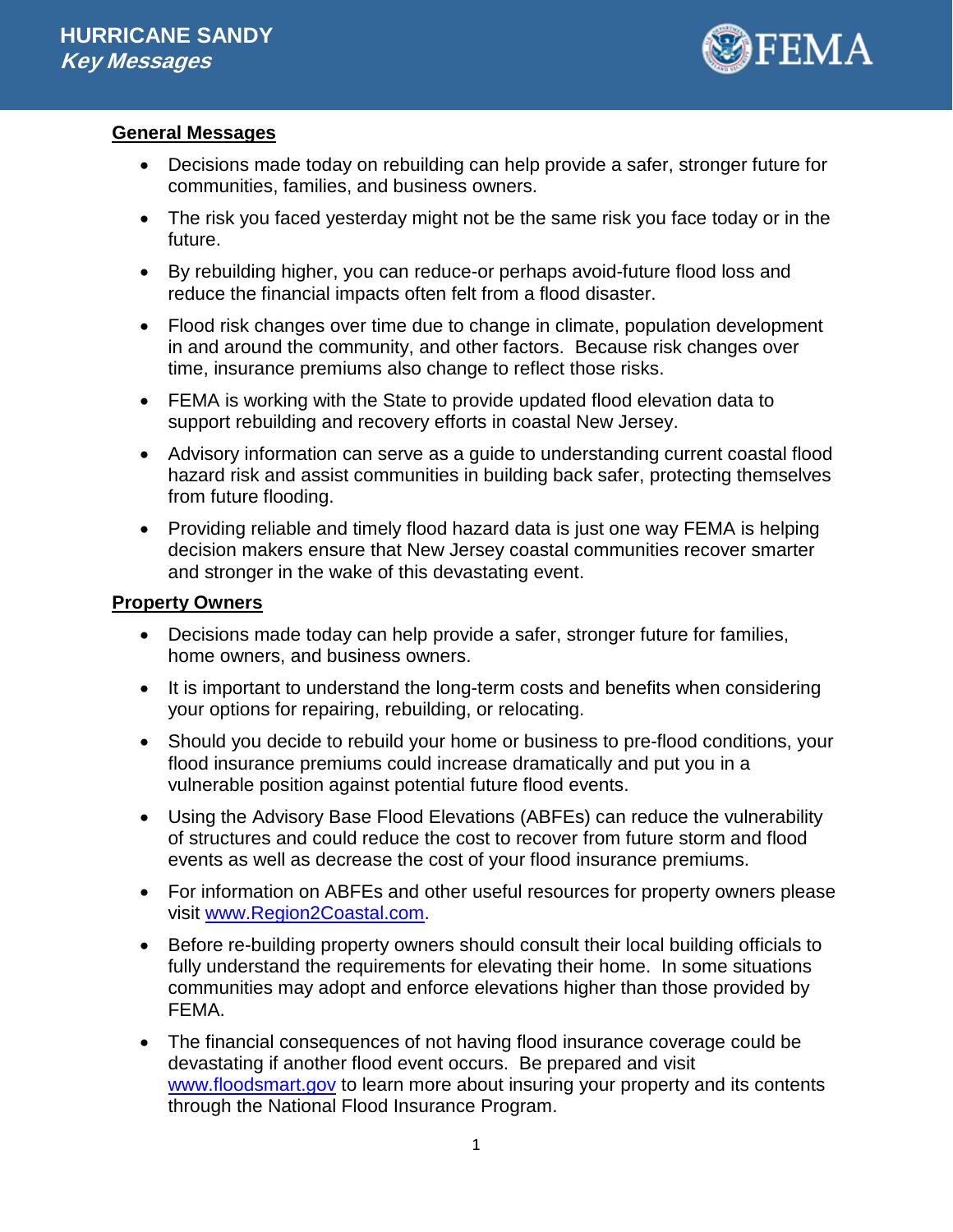# HURRICANE SANDY
## *Key Messages*

### General Messages

- Decisions made today on rebuilding can help provide a safer, stronger future for communities, families, and business owners.
- The risk you faced yesterday might not be the same risk you face today or in the future.
- By rebuilding higher, you can reduce-or perhaps avoid-future flood loss and reduce the financial impacts often felt from a flood disaster.
- Flood risk changes over time due to change in climate, population development in and around the community, and other factors. Because risk changes over time, insurance premiums also change to reflect those risks.
- FEMA is working with the State to provide updated flood elevation data to support rebuilding and recovery efforts in coastal New Jersey.
- Advisory information can serve as a guide to understanding current coastal flood hazard risk and assist communities in building back safer, protecting themselves from future flooding.
- Providing reliable and timely flood hazard data is just one way FEMA is helping decision makers ensure that New Jersey coastal communities recover smarter and stronger in the wake of this devastating event.

### Property Owners

- Decisions made today can help provide a safer, stronger future for families, home owners, and business owners.
- It is important to understand the long-term costs and benefits when considering your options for repairing, rebuilding, or relocating.
- Should you decide to rebuild your home or business to pre-flood conditions, your flood insurance premiums could increase dramatically and put you in a vulnerable position against potential future flood events.
- Using the Advisory Base Flood Elevations (ABFEs) can reduce the vulnerability of structures and could reduce the cost to recover from future storm and flood events as well as decrease the cost of your flood insurance premiums.
- For information on ABFEs and other useful resources for property owners please visit [www.Region2Coastal.com](www.Region2Coastal.com).
- Before re-building property owners should consult their local building officials to fully understand the requirements for elevating their home. In some situations communities may adopt and enforce elevations higher than those provided by FEMA.
- The financial consequences of not having flood insurance coverage could be devastating if another flood event occurs. Be prepared and visit [www.floodsmart.gov](www.floodsmart.gov) to learn more about insuring your property and its contents through the National Flood Insurance Program.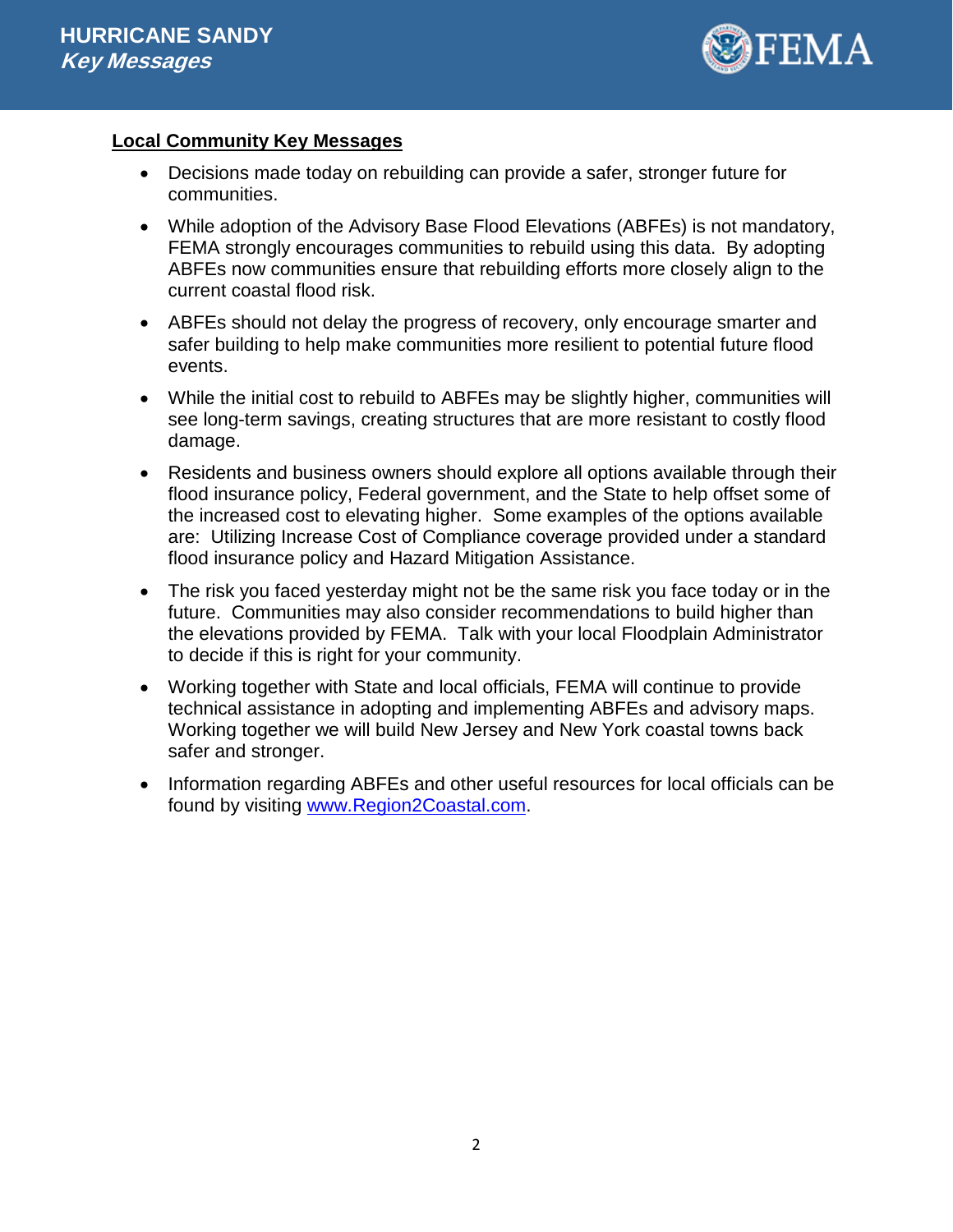**Local Community Key Messages**

- Decisions made today on rebuilding can provide a safer, stronger future for communities.
- While adoption of the Advisory Base Flood Elevations (ABFEs) is not mandatory, FEMA strongly encourages communities to rebuild using this data. By adopting ABFEs now communities ensure that rebuilding efforts more closely align to the current coastal flood risk.
- ABFEs should not delay the progress of recovery, only encourage smarter and safer building to help make communities more resilient to potential future flood events.
- While the initial cost to rebuild to ABFEs may be slightly higher, communities will see long-term savings, creating structures that are more resistant to costly flood damage.
- Residents and business owners should explore all options available through their flood insurance policy, Federal government, and the State to help offset some of the increased cost to elevating higher. Some examples of the options available are: Utilizing Increase Cost of Compliance coverage provided under a standard flood insurance policy and Hazard Mitigation Assistance.
- The risk you faced yesterday might not be the same risk you face today or in the future. Communities may also consider recommendations to build higher than the elevations provided by FEMA. Talk with your local Floodplain Administrator to decide if this is right for your community.
- Working together with State and local officials, FEMA will continue to provide technical assistance in adopting and implementing ABFEs and advisory maps. Working together we will build New Jersey and New York coastal towns back safer and stronger.
- Information regarding ABFEs and other useful resources for local officials can be found by visiting [www.Region2Coastal.com](http://www.Region2Coastal.com).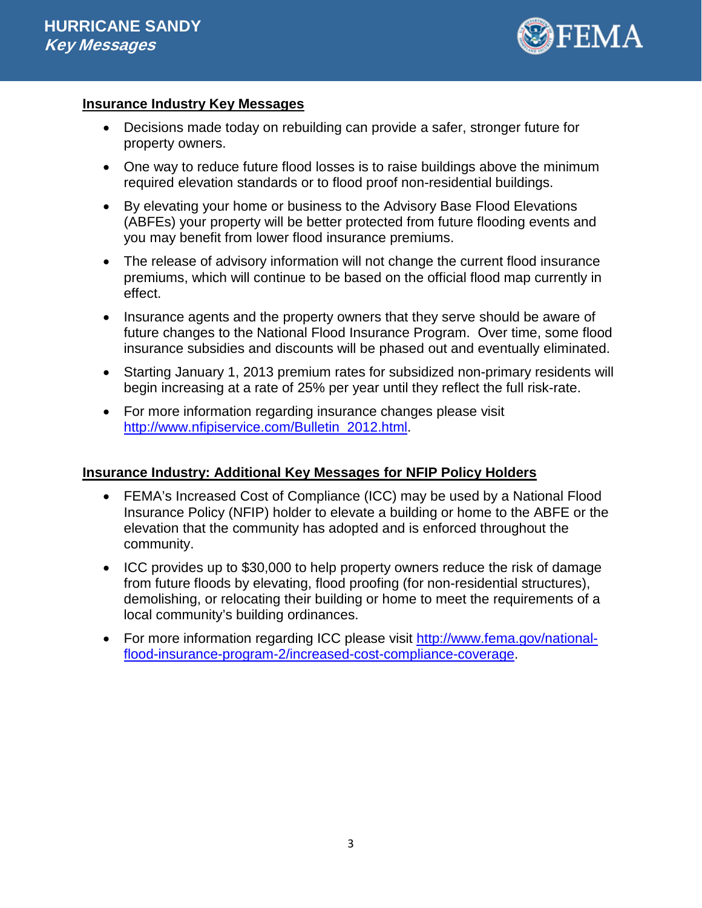## Insurance Industry Key Messages

- Decisions made today on rebuilding can provide a safer, stronger future for property owners.
- One way to reduce future flood losses is to raise buildings above the minimum required elevation standards or to flood proof non-residential buildings.
- By elevating your home or business to the Advisory Base Flood Elevations (ABFEs) your property will be better protected from future flooding events and you may benefit from lower flood insurance premiums.
- The release of advisory information will not change the current flood insurance premiums, which will continue to be based on the official flood map currently in effect.
- Insurance agents and the property owners that they serve should be aware of future changes to the National Flood Insurance Program. Over time, some flood insurance subsidies and discounts will be phased out and eventually eliminated.
- Starting January 1, 2013 premium rates for subsidized non-primary residents will begin increasing at a rate of 25% per year until they reflect the full risk-rate.
- For more information regarding insurance changes please visit http://www.nfipiservice.com/Bulletin_2012.html.

## Insurance Industry: Additional Key Messages for NFIP Policy Holders

- FEMA's Increased Cost of Compliance (ICC) may be used by a National Flood Insurance Policy (NFIP) holder to elevate a building or home to the ABFE or the elevation that the community has adopted and is enforced throughout the community.
- ICC provides up to $30,000 to help property owners reduce the risk of damage from future floods by elevating, flood proofing (for non-residential structures), demolishing, or relocating their building or home to meet the requirements of a local community's building ordinances.
- For more information regarding ICC please visit http://www.fema.gov/national-flood-insurance-program-2/increased-cost-compliance-coverage.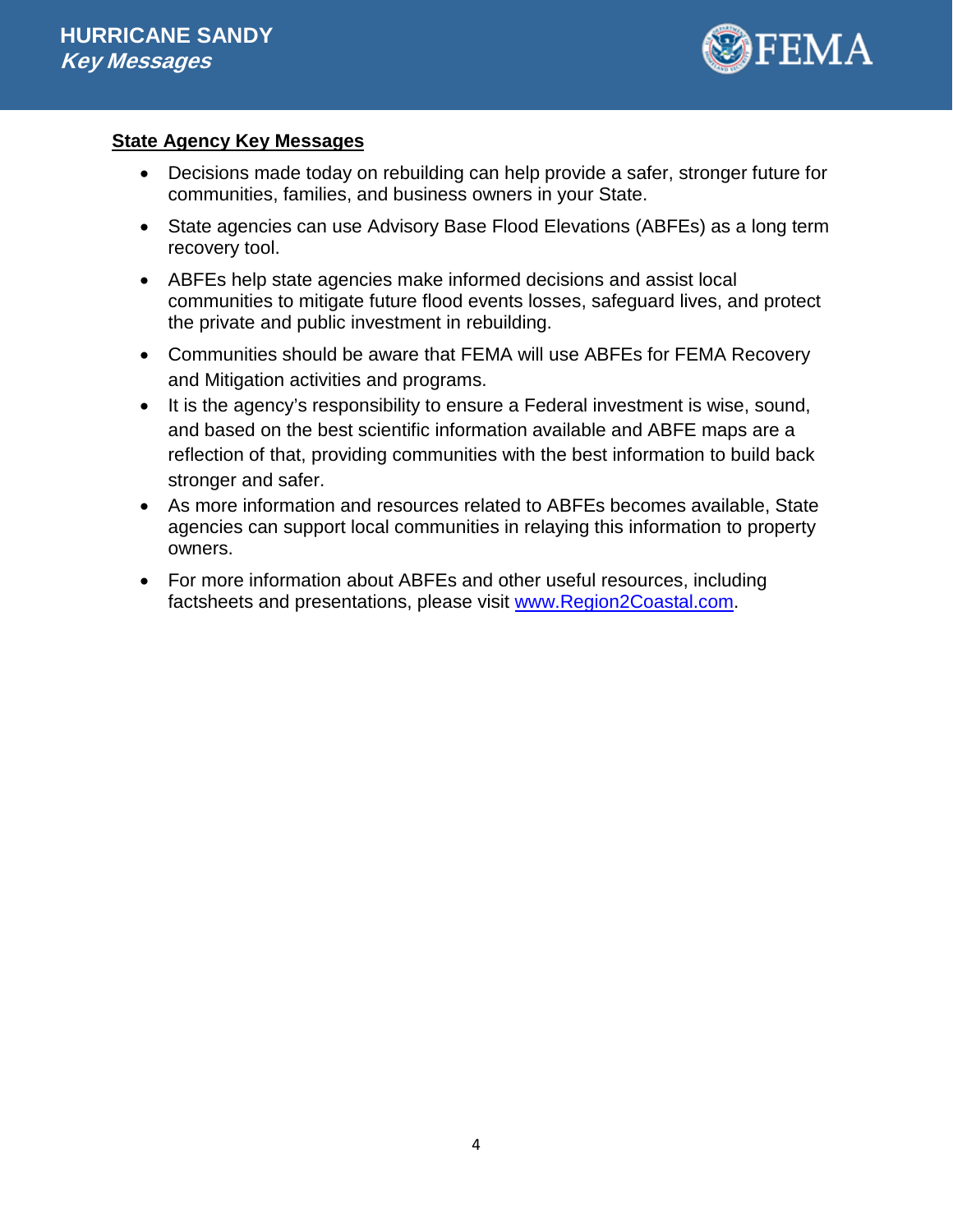## State Agency Key Messages

- Decisions made today on rebuilding can help provide a safer, stronger future for communities, families, and business owners in your State.
- State agencies can use Advisory Base Flood Elevations (ABFEs) as a long term recovery tool.
- ABFEs help state agencies make informed decisions and assist local communities to mitigate future flood events losses, safeguard lives, and protect the private and public investment in rebuilding.
- Communities should be aware that FEMA will use ABFEs for FEMA Recovery and Mitigation activities and programs.
- It is the agency's responsibility to ensure a Federal investment is wise, sound, and based on the best scientific information available and ABFE maps are a reflection of that, providing communities with the best information to build back stronger and safer.
- As more information and resources related to ABFEs becomes available, State agencies can support local communities in relaying this information to property owners.
- For more information about ABFEs and other useful resources, including factsheets and presentations, please visit [www.Region2Coastal.com](http://www.Region2Coastal.com).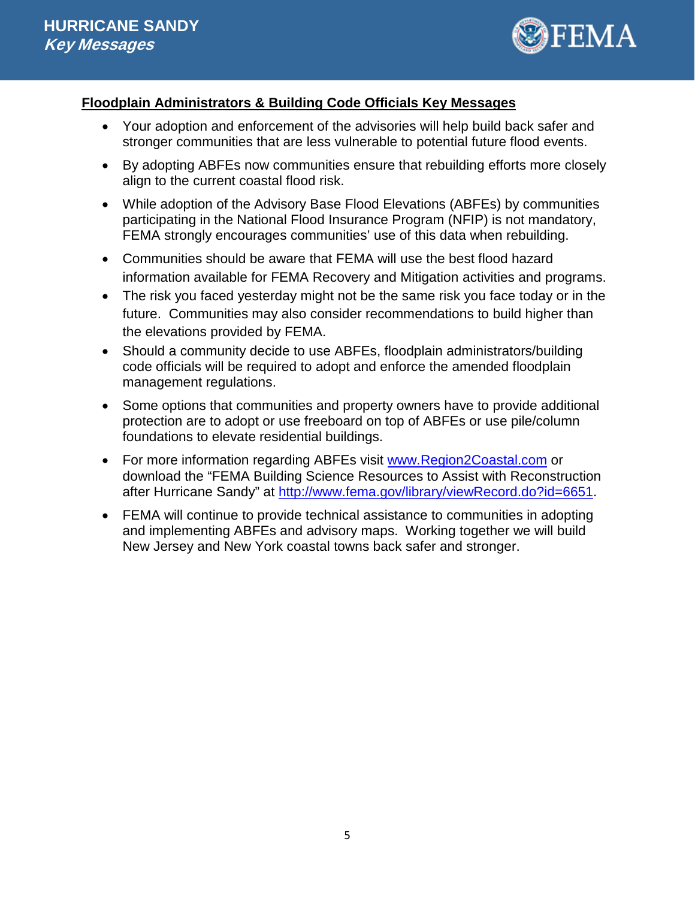## Floodplain Administrators & Building Code Officials Key Messages

- Your adoption and enforcement of the advisories will help build back safer and stronger communities that are less vulnerable to potential future flood events.
- By adopting ABFEs now communities ensure that rebuilding efforts more closely align to the current coastal flood risk.
- While adoption of the Advisory Base Flood Elevations (ABFEs) by communities participating in the National Flood Insurance Program (NFIP) is not mandatory, FEMA strongly encourages communities' use of this data when rebuilding.
- Communities should be aware that FEMA will use the best flood hazard information available for FEMA Recovery and Mitigation activities and programs.
- The risk you faced yesterday might not be the same risk you face today or in the future. Communities may also consider recommendations to build higher than the elevations provided by FEMA.
- Should a community decide to use ABFEs, floodplain administrators/building code officials will be required to adopt and enforce the amended floodplain management regulations.
- Some options that communities and property owners have to provide additional protection are to adopt or use freeboard on top of ABFEs or use pile/column foundations to elevate residential buildings.
- For more information regarding ABFEs visit [www.Region2Coastal.com](http://www.Region2Coastal.com) or download the "FEMA Building Science Resources to Assist with Reconstruction after Hurricane Sandy" at [http://www.fema.gov/library/viewRecord.do?id=6651](http://www.fema.gov/library/viewRecord.do?id=6651).
- FEMA will continue to provide technical assistance to communities in adopting and implementing ABFEs and advisory maps. Working together we will build New Jersey and New York coastal towns back safer and stronger.